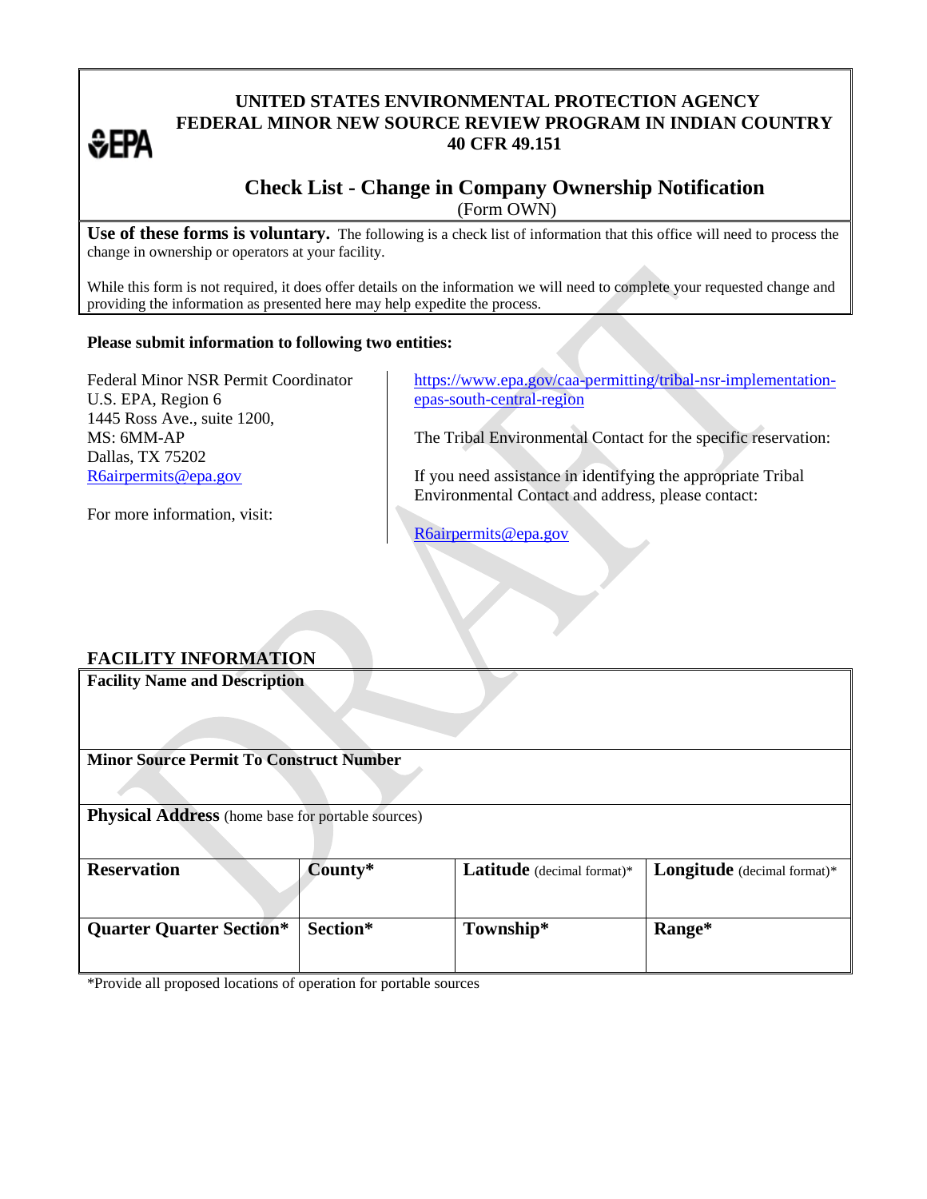**UNITED STATES ENVIRONMENTAL PROTECTION AGENCY**
**FEDERAL MINOR NEW SOURCE REVIEW PROGRAM IN INDIAN COUNTRY**
**40 CFR 49.151**

# Check List - Change in Company Ownership Notification

(Form OWN)

**Use of these forms is voluntary.** The following is a check list of information that this office will need to process the change in ownership or operators at your facility.

While this form is not required, it does offer details on the information we will need to complete your requested change and providing the information as presented here may help expedite the process.

**Please submit information to following two entities:**

Federal Minor NSR Permit Coordinator
U.S. EPA, Region 6
1445 Ross Ave., suite 1200,
MS: 6MM-AP
Dallas, TX 75202
R6airpermits@epa.gov

For more information, visit:

https://www.epa.gov/caa-permitting/tribal-nsr-implementation-epas-south-central-region

The Tribal Environmental Contact for the specific reservation:

If you need assistance in identifying the appropriate Tribal Environmental Contact and address, please contact:

R6airpermits@epa.gov

## FACILITY INFORMATION

| **Facility Name and Description** | | | |
|---|---|---|---|
| **Minor Source Permit To Construct Number** | | | |
| **Physical Address** (home base for portable sources) | | | |
| **Reservation** | **County*** | **Latitude** (decimal format)* | **Longitude** (decimal format)* |
| **Quarter Quarter Section*** | **Section*** | **Township*** | **Range*** |

*Provide all proposed locations of operation for portable sources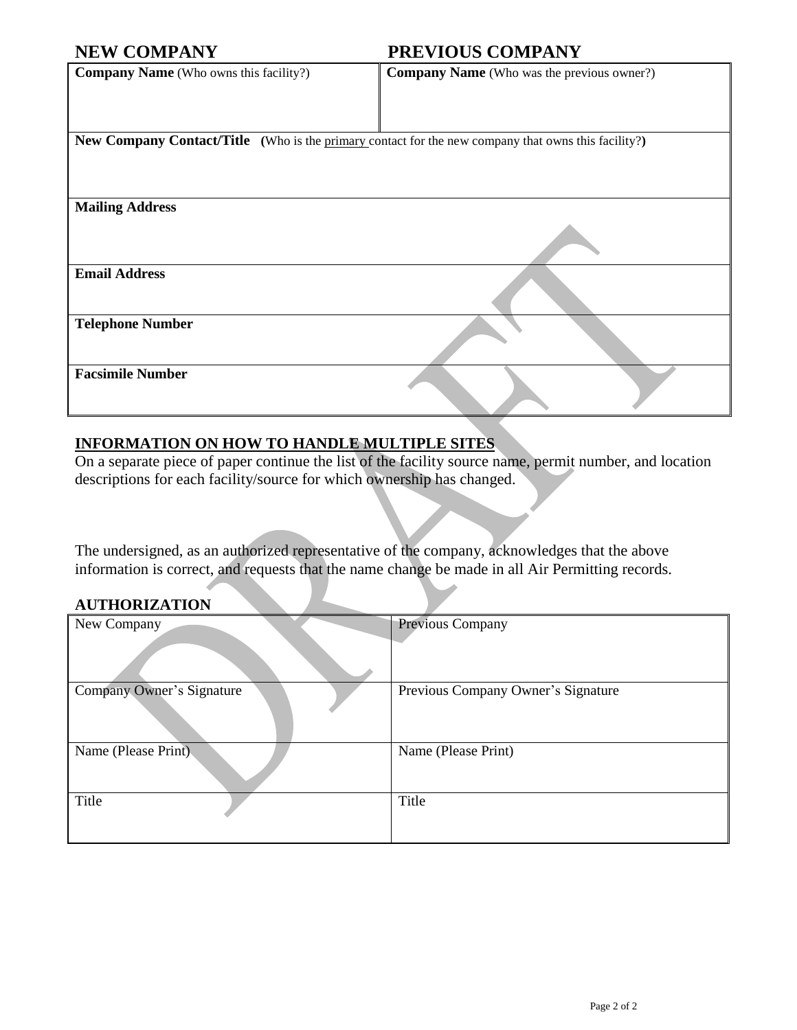| NEW COMPANY | PREVIOUS COMPANY |
| --- | --- |
| **Company Name** (Who owns this facility?) | **Company Name** (Who was the previous owner?) |
| **New Company Contact/Title** (Who is the primary contact for the new company that owns this facility?) | |
| **Mailing Address** | |
| **Email Address** | |
| **Telephone Number** | |
| **Facsimile Number** | |

DRAFT

## INFORMATION ON HOW TO HANDLE MULTIPLE SITES

On a separate piece of paper continue the list of the facility source name, permit number, and location descriptions for each facility/source for which ownership has changed.

The undersigned, as an authorized representative of the company, acknowledges that the above information is correct, and requests that the name change be made in all Air Permitting records.

## AUTHORIZATION

| | |
| --- | --- |
| New Company | Previous Company |
| Company Owner's Signature | Previous Company Owner's Signature |
| Name (Please Print) | Name (Please Print) |
| Title | Title |